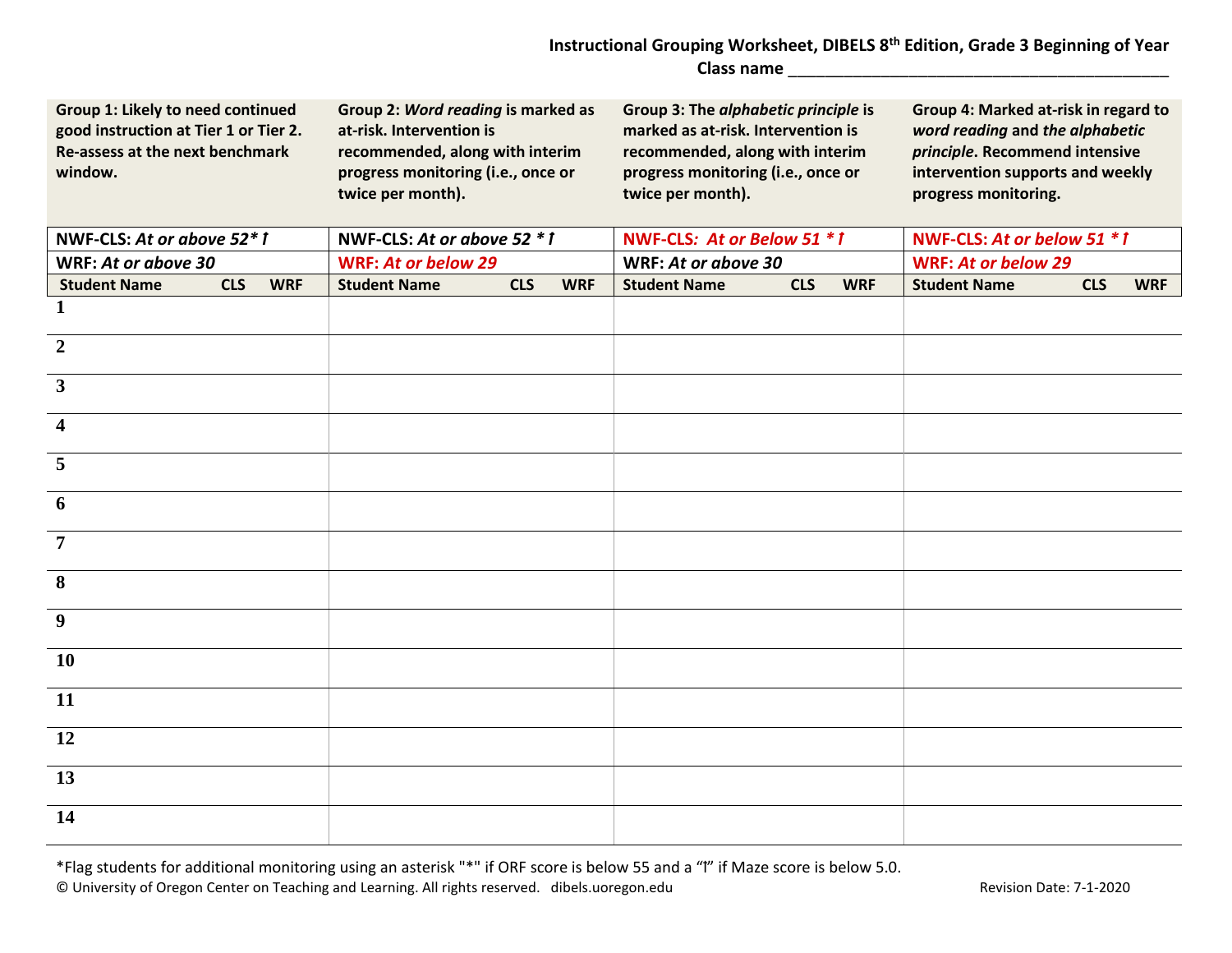**Instructional Grouping Worksheet, DIBELS 8th Edition, Grade 3 Beginning of Year**

**Class name ________________________________________**

| **Group 1: Likely to need continued good instruction at Tier 1 or Tier 2. Re-assess at the next benchmark window.** | | | **Group 2: *Word reading* is marked as at-risk. Intervention is recommended, along with interim progress monitoring (i.e., once or twice per month).** | | | **Group 3: The *alphabetic principle* is marked as at-risk. Intervention is recommended, along with interim progress monitoring (i.e., once or twice per month).** | | | **Group 4: Marked at-risk in regard to *word reading* and *the alphabetic principle*. Recommend intensive intervention supports and weekly progress monitoring.** | | |
|---|---|---|---|---|---|---|---|---|---|---|---|
| **NWF-CLS: *At or above 52* ⁞*** | | | **NWF-CLS: *At or above 52 * ⁞*** | | | **NWF-CLS: *At or Below 51 * ⁞*** | | | **NWF-CLS: *At or below 51 * ⁞*** | | |
| **WRF: *At or above 30*** | | | **WRF: *At or below 29*** | | | **WRF: *At or above 30*** | | | **WRF: *At or below 29*** | | |
| **Student Name** | **CLS** | **WRF** | **Student Name** | **CLS** | **WRF** | **Student Name** | **CLS** | **WRF** | **Student Name** | **CLS** | **WRF** |
| **1** | | | | | | | | | | | |
| **2** | | | | | | | | | | | |
| **3** | | | | | | | | | | | |
| **4** | | | | | | | | | | | |
| **5** | | | | | | | | | | | |
| **6** | | | | | | | | | | | |
| **7** | | | | | | | | | | | |
| **8** | | | | | | | | | | | |
| **9** | | | | | | | | | | | |
| **10** | | | | | | | | | | | |
| **11** | | | | | | | | | | | |
| **12** | | | | | | | | | | | |
| **13** | | | | | | | | | | | |
| **14** | | | | | | | | | | | |

*Flag students for additional monitoring using an asterisk "*" if ORF score is below 55 and a "⁞" if Maze score is below 5.0.

© University of Oregon Center on Teaching and Learning. All rights reserved. dibels.uoregon.edu

Revision Date: 7-1-2020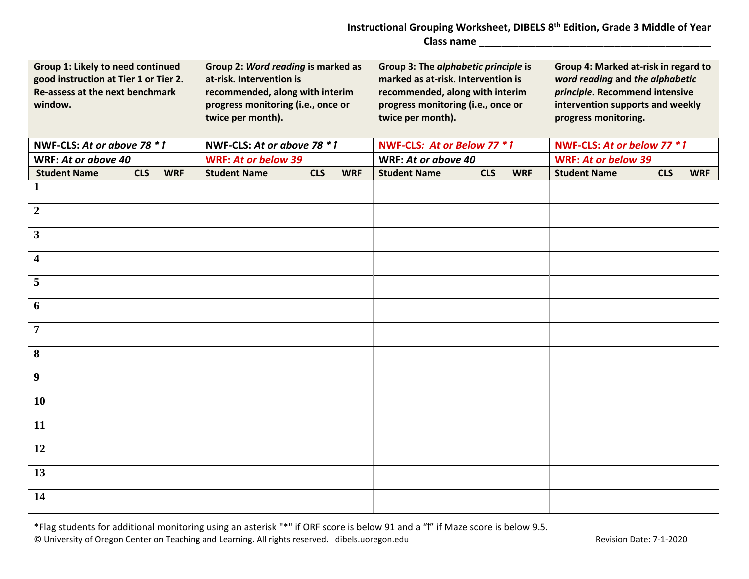**Instructional Grouping Worksheet, DIBELS 8th Edition, Grade 3 Middle of Year**
**Class name \_\_\_\_\_\_\_\_\_\_\_\_\_\_\_\_\_\_\_\_\_\_\_\_\_\_\_\_\_\_\_\_\_\_\_\_\_\_\_\_\_\_\_\_**

| **Group 1: Likely to need continued good instruction at Tier 1 or Tier 2. Re-assess at the next benchmark window.** | | | **Group 2: *Word reading* is marked as at-risk. Intervention is recommended, along with interim progress monitoring (i.e., once or twice per month).** | | | **Group 3: The *alphabetic principle* is marked as at-risk. Intervention is recommended, along with interim progress monitoring (i.e., once or twice per month).** | | | **Group 4: Marked at-risk in regard to *word reading* and *the alphabetic principle*. Recommend intensive intervention supports and weekly progress monitoring.** | | |
|---|---|---|---|---|---|---|---|---|---|---|---|
| **NWF-CLS: *At or above 78 * ↿*** | | | **NWF-CLS: *At or above 78 * ↿*** | | | **NWF-CLS: *At or Below 77 * ↿*** | | | **NWF-CLS: *At or below 77 * ↿*** | | |
| **WRF: *At or above 40*** | | | **WRF: *At or below 39*** | | | **WRF: *At or above 40*** | | | **WRF: *At or below 39*** | | |
| **Student Name** | **CLS** | **WRF** | **Student Name** | **CLS** | **WRF** | **Student Name** | **CLS** | **WRF** | **Student Name** | **CLS** | **WRF** |
| **1** | | | | | | | | | | | |
| **2** | | | | | | | | | | | |
| **3** | | | | | | | | | | | |
| **4** | | | | | | | | | | | |
| **5** | | | | | | | | | | | |
| **6** | | | | | | | | | | | |
| **7** | | | | | | | | | | | |
| **8** | | | | | | | | | | | |
| **9** | | | | | | | | | | | |
| **10** | | | | | | | | | | | |
| **11** | | | | | | | | | | | |
| **12** | | | | | | | | | | | |
| **13** | | | | | | | | | | | |
| **14** | | | | | | | | | | | |

*Flag students for additional monitoring using an asterisk "*" if ORF score is below 91 and a "↿" if Maze score is below 9.5.

© University of Oregon Center on Teaching and Learning. All rights reserved. dibels.uoregon.edu Revision Date: 7-1-2020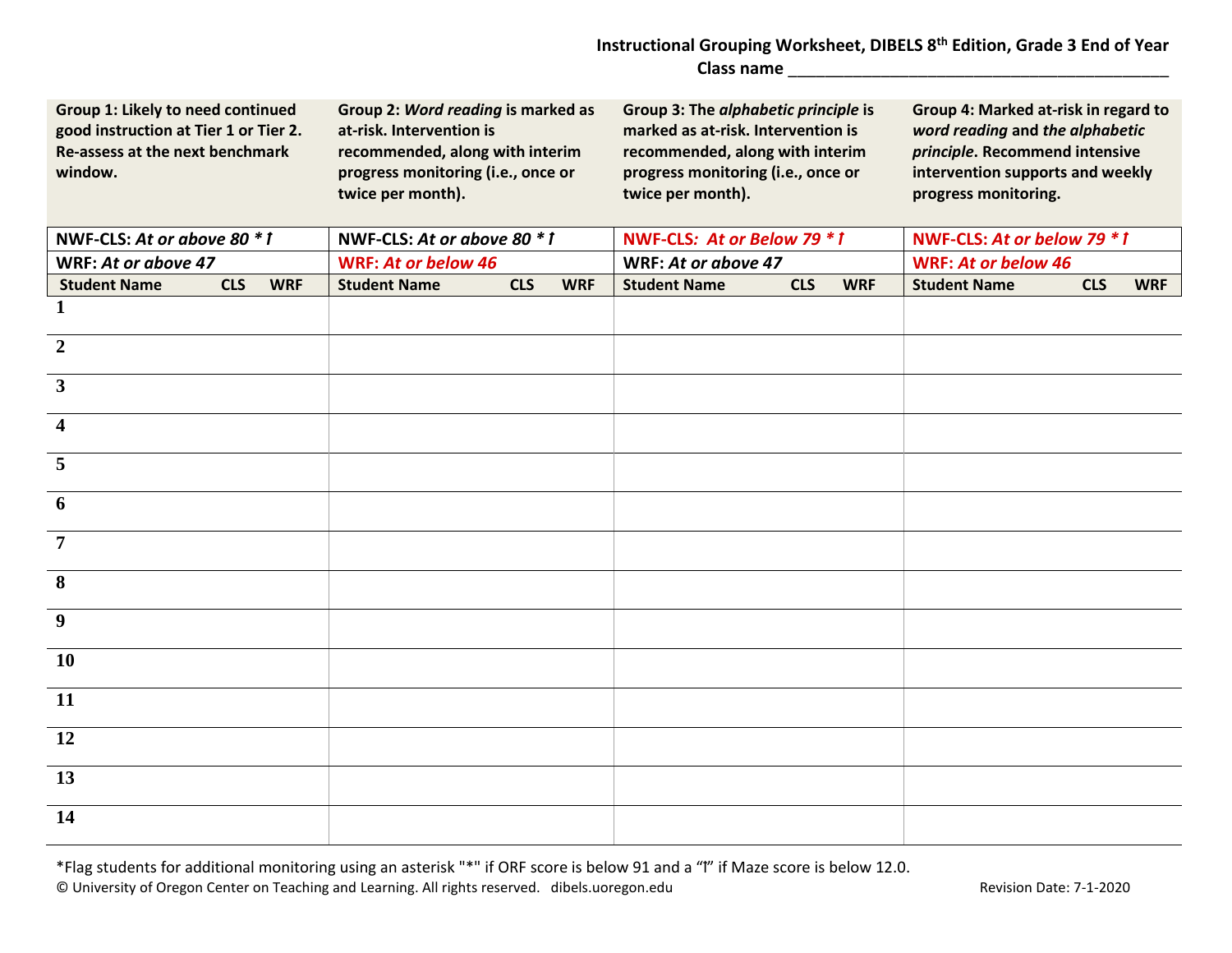**Instructional Grouping Worksheet, DIBELS 8th Edition, Grade 3 End of Year**
**Class name ________________________________________**

| Group 1: Likely to need continued good instruction at Tier 1 or Tier 2. Re-assess at the next benchmark window. | | | Group 2: *Word reading* is marked as at-risk. Intervention is recommended, along with interim progress monitoring (i.e., once or twice per month). | | | Group 3: The *alphabetic principle* is marked as at-risk. Intervention is recommended, along with interim progress monitoring (i.e., once or twice per month). | | | Group 4: Marked at-risk in regard to *word reading* and *the alphabetic principle*. Recommend intensive intervention supports and weekly progress monitoring. | | |
|---|---|---|---|---|---|---|---|---|---|---|---|
| NWF-CLS: *At or above 80 * ↿* | | | NWF-CLS: *At or above 80 * ↿* | | | NWF-CLS: *At or Below 79 * ↿* | | | NWF-CLS: *At or below 79 * ↿* | | |
| WRF: *At or above 47* | | | WRF: *At or below 46* | | | WRF: *At or above 47* | | | WRF: *At or below 46* | | |
| **Student Name** | **CLS** | **WRF** | **Student Name** | **CLS** | **WRF** | **Student Name** | **CLS** | **WRF** | **Student Name** | **CLS** | **WRF** |
| 1 | | | | | | | | | | | |
| 2 | | | | | | | | | | | |
| 3 | | | | | | | | | | | |
| 4 | | | | | | | | | | | |
| 5 | | | | | | | | | | | |
| 6 | | | | | | | | | | | |
| 7 | | | | | | | | | | | |
| 8 | | | | | | | | | | | |
| 9 | | | | | | | | | | | |
| 10 | | | | | | | | | | | |
| 11 | | | | | | | | | | | |
| 12 | | | | | | | | | | | |
| 13 | | | | | | | | | | | |
| 14 | | | | | | | | | | | |

*Flag students for additional monitoring using an asterisk "*" if ORF score is below 91 and a "↿" if Maze score is below 12.0.

© University of Oregon Center on Teaching and Learning. All rights reserved. dibels.uoregon.edu

Revision Date: 7-1-2020